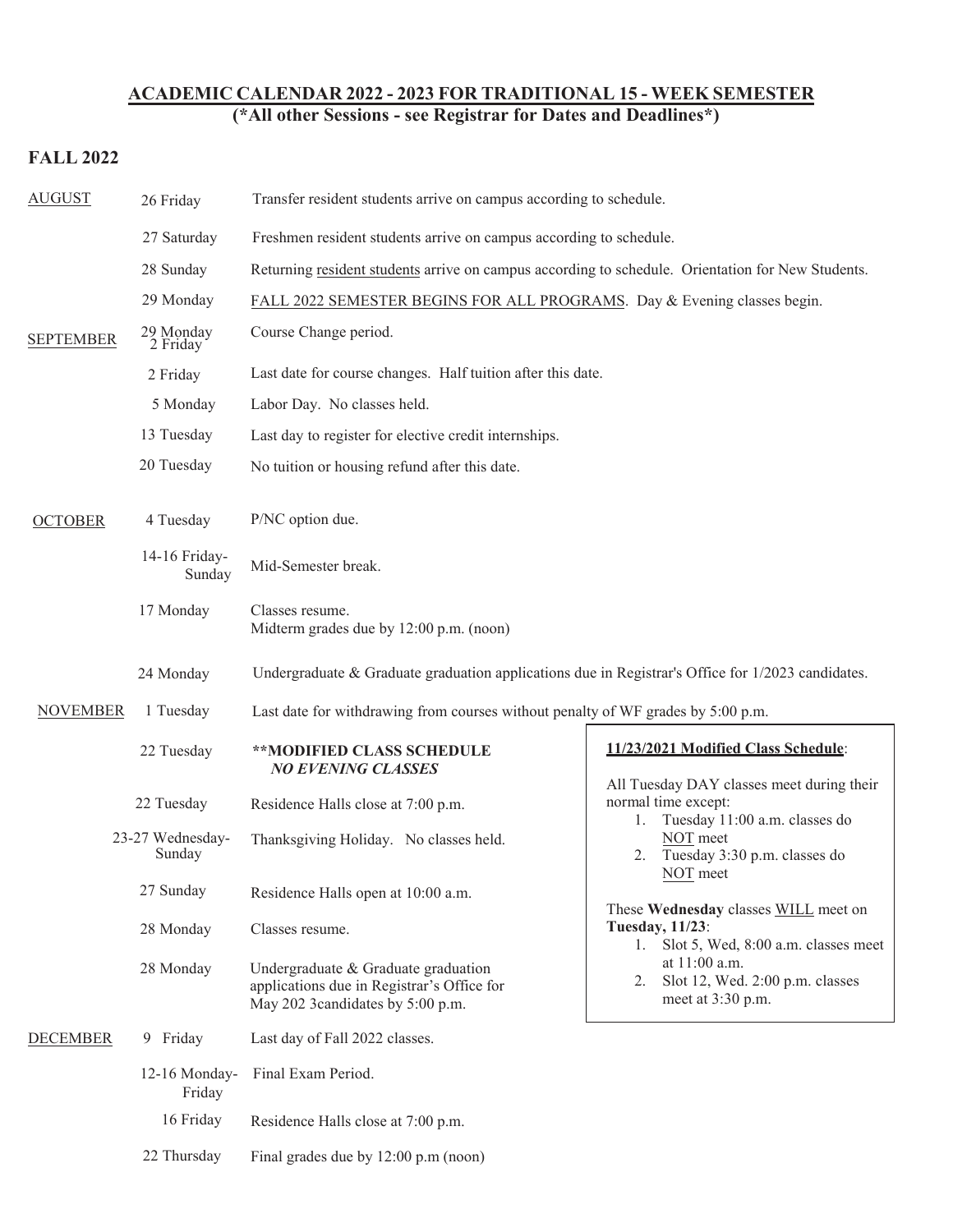## ACADEMIC CALENDAR 2022 - 2023 FOR TRADITIONAL 15 - WEEK SEMESTER
**(*All other Sessions - see Registrar for Dates and Deadlines*)**

### FALL 2022

| Month | Date | Event |
|---|---|---|
| AUGUST | 26 Friday | Transfer resident students arrive on campus according to schedule. |
| | 27 Saturday | Freshmen resident students arrive on campus according to schedule. |
| | 28 Sunday | Returning resident students arrive on campus according to schedule. Orientation for New Students. |
| | 29 Monday | FALL 2022 SEMESTER BEGINS FOR ALL PROGRAMS. Day & Evening classes begin. |
| SEPTEMBER | 29 Monday - 2 Friday | Course Change period. |
| | 2 Friday | Last date for course changes. Half tuition after this date. |
| | 5 Monday | Labor Day. No classes held. |
| | 13 Tuesday | Last day to register for elective credit internships. |
| | 20 Tuesday | No tuition or housing refund after this date. |
| OCTOBER | 4 Tuesday | P/NC option due. |
| | 14-16 Friday-Sunday | Mid-Semester break. |
| | 17 Monday | Classes resume. Midterm grades due by 12:00 p.m. (noon) |
| | 24 Monday | Undergraduate & Graduate graduation applications due in Registrar's Office for 1/2023 candidates. |
| NOVEMBER | 1 Tuesday | Last date for withdrawing from courses without penalty of WF grades by 5:00 p.m. |
| | 22 Tuesday | **MODIFIED CLASS SCHEDULE** ***NO EVENING CLASSES*** |
| | 22 Tuesday | Residence Halls close at 7:00 p.m. |
| | 23-27 Wednesday-Sunday | Thanksgiving Holiday. No classes held. |
| | 27 Sunday | Residence Halls open at 10:00 a.m. |
| | 28 Monday | Classes resume. |
| | 28 Monday | Undergraduate & Graduate graduation applications due in Registrar's Office for May 202 3candidates by 5:00 p.m. |
| DECEMBER | 9 Friday | Last day of Fall 2022 classes. |
| | 12-16 Monday-Friday | Final Exam Period. |
| | 16 Friday | Residence Halls close at 7:00 p.m. |
| | 22 Thursday | Final grades due by 12:00 p.m (noon) |

**11/23/2021 Modified Class Schedule**:

All Tuesday DAY classes meet during their normal time except:

1. Tuesday 11:00 a.m. classes do NOT meet
2. Tuesday 3:30 p.m. classes do NOT meet

These **Wednesday** classes WILL meet on **Tuesday, 11/23**:

1. Slot 5, Wed, 8:00 a.m. classes meet at 11:00 a.m.
2. Slot 12, Wed. 2:00 p.m. classes meet at 3:30 p.m.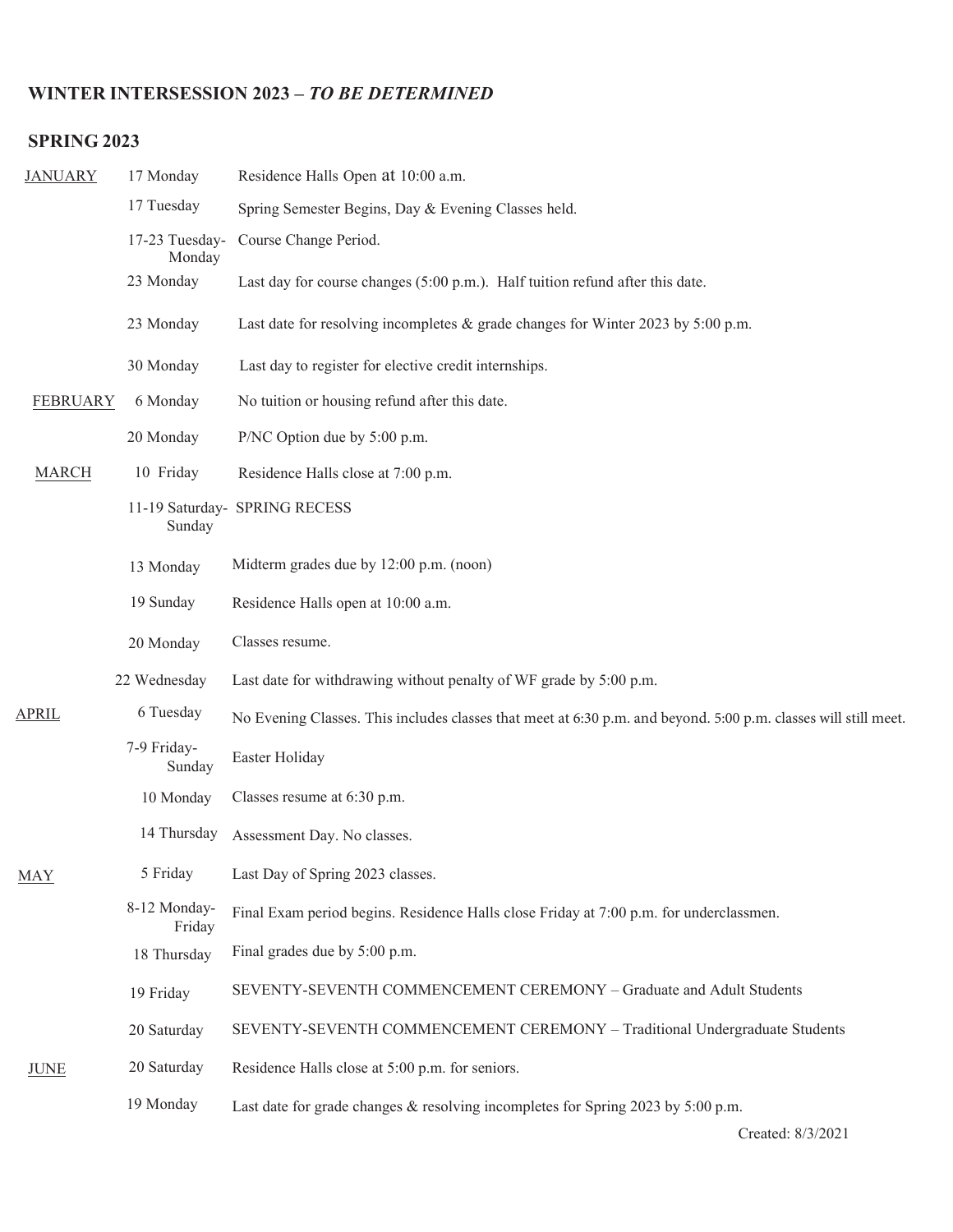## WINTER INTERSESSION 2023 – *TO BE DETERMINED*

## SPRING 2023

| | | |
|---|---|---|
| JANUARY | 17 Monday | Residence Halls Open at 10:00 a.m. |
| | 17 Tuesday | Spring Semester Begins, Day & Evening Classes held. |
| | 17-23 Tuesday-Monday | Course Change Period. |
| | 23 Monday | Last day for course changes (5:00 p.m.). Half tuition refund after this date. |
| | 23 Monday | Last date for resolving incompletes & grade changes for Winter 2023 by 5:00 p.m. |
| | 30 Monday | Last day to register for elective credit internships. |
| FEBRUARY | 6 Monday | No tuition or housing refund after this date. |
| | 20 Monday | P/NC Option due by 5:00 p.m. |
| MARCH | 10 Friday | Residence Halls close at 7:00 p.m. |
| | 11-19 Saturday-Sunday | SPRING RECESS |
| | 13 Monday | Midterm grades due by 12:00 p.m. (noon) |
| | 19 Sunday | Residence Halls open at 10:00 a.m. |
| | 20 Monday | Classes resume. |
| | 22 Wednesday | Last date for withdrawing without penalty of WF grade by 5:00 p.m. |
| APRIL | 6 Tuesday | No Evening Classes. This includes classes that meet at 6:30 p.m. and beyond. 5:00 p.m. classes will still meet. |
| | 7-9 Friday-Sunday | Easter Holiday |
| | 10 Monday | Classes resume at 6:30 p.m. |
| | 14 Thursday | Assessment Day. No classes. |
| MAY | 5 Friday | Last Day of Spring 2023 classes. |
| | 8-12 Monday-Friday | Final Exam period begins. Residence Halls close Friday at 7:00 p.m. for underclassmen. |
| | 18 Thursday | Final grades due by 5:00 p.m. |
| | 19 Friday | SEVENTY-SEVENTH COMMENCEMENT CEREMONY – Graduate and Adult Students |
| | 20 Saturday | SEVENTY-SEVENTH COMMENCEMENT CEREMONY – Traditional Undergraduate Students |
| JUNE | 20 Saturday | Residence Halls close at 5:00 p.m. for seniors. |
| | 19 Monday | Last date for grade changes & resolving incompletes for Spring 2023 by 5:00 p.m. |

Created: 8/3/2021